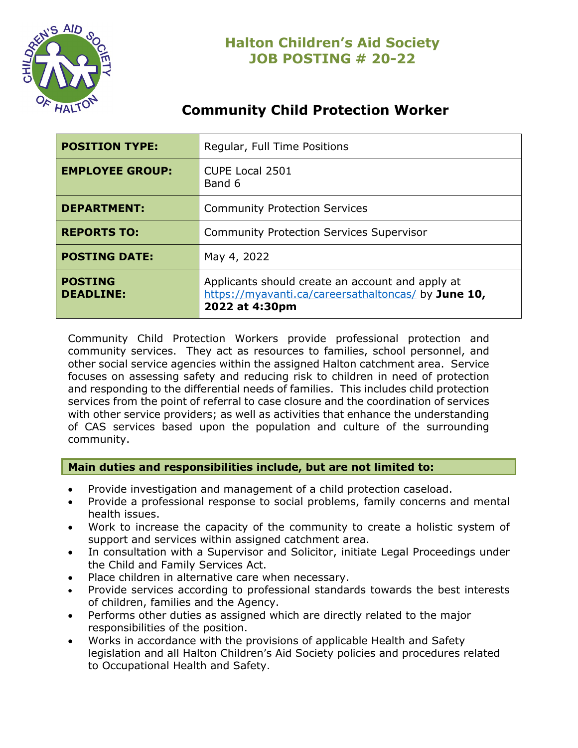# Halton Children's Aid Society
# JOB POSTING # 20-22

## Community Child Protection Worker

| | |
|---|---|
| **POSITION TYPE:** | Regular, Full Time Positions |
| **EMPLOYEE GROUP:** | CUPE Local 2501<br>Band 6 |
| **DEPARTMENT:** | Community Protection Services |
| **REPORTS TO:** | Community Protection Services Supervisor |
| **POSTING DATE:** | May 4, 2022 |
| **POSTING DEADLINE:** | Applicants should create an account and apply at https://myavanti.ca/careersathaltoncas/ by **June 10, 2022 at 4:30pm** |

Community Child Protection Workers provide professional protection and community services. They act as resources to families, school personnel, and other social service agencies within the assigned Halton catchment area. Service focuses on assessing safety and reducing risk to children in need of protection and responding to the differential needs of families. This includes child protection services from the point of referral to case closure and the coordination of services with other service providers; as well as activities that enhance the understanding of CAS services based upon the population and culture of the surrounding community.

**Main duties and responsibilities include, but are not limited to:**

- Provide investigation and management of a child protection caseload.
- Provide a professional response to social problems, family concerns and mental health issues.
- Work to increase the capacity of the community to create a holistic system of support and services within assigned catchment area.
- In consultation with a Supervisor and Solicitor, initiate Legal Proceedings under the Child and Family Services Act.
- Place children in alternative care when necessary.
- Provide services according to professional standards towards the best interests of children, families and the Agency.
- Performs other duties as assigned which are directly related to the major responsibilities of the position.
- Works in accordance with the provisions of applicable Health and Safety legislation and all Halton Children's Aid Society policies and procedures related to Occupational Health and Safety.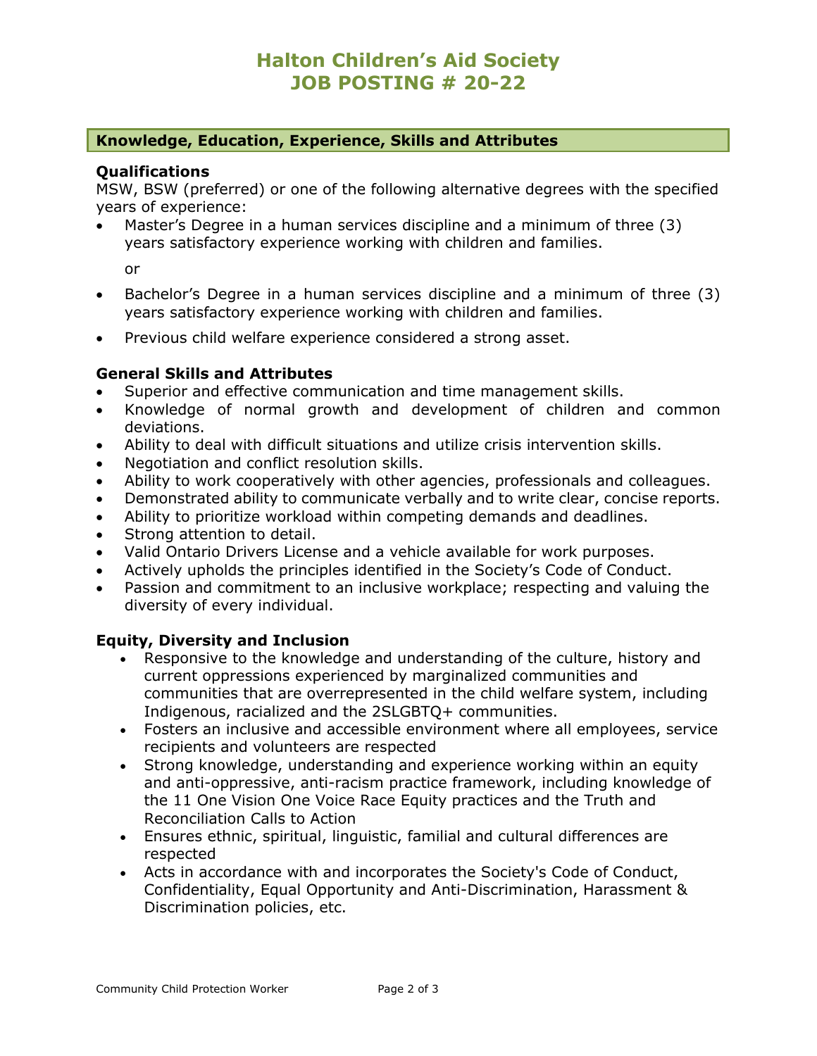# Halton Children's Aid Society
# JOB POSTING # 20-22

## Knowledge, Education, Experience, Skills and Attributes

### Qualifications

MSW, BSW (preferred) or one of the following alternative degrees with the specified years of experience:

- Master's Degree in a human services discipline and a minimum of three (3) years satisfactory experience working with children and families.

  or

- Bachelor's Degree in a human services discipline and a minimum of three (3) years satisfactory experience working with children and families.
- Previous child welfare experience considered a strong asset.

### General Skills and Attributes

- Superior and effective communication and time management skills.
- Knowledge of normal growth and development of children and common deviations.
- Ability to deal with difficult situations and utilize crisis intervention skills.
- Negotiation and conflict resolution skills.
- Ability to work cooperatively with other agencies, professionals and colleagues.
- Demonstrated ability to communicate verbally and to write clear, concise reports.
- Ability to prioritize workload within competing demands and deadlines.
- Strong attention to detail.
- Valid Ontario Drivers License and a vehicle available for work purposes.
- Actively upholds the principles identified in the Society's Code of Conduct.
- Passion and commitment to an inclusive workplace; respecting and valuing the diversity of every individual.

### Equity, Diversity and Inclusion

- Responsive to the knowledge and understanding of the culture, history and current oppressions experienced by marginalized communities and communities that are overrepresented in the child welfare system, including Indigenous, racialized and the 2SLGBTQ+ communities.
- Fosters an inclusive and accessible environment where all employees, service recipients and volunteers are respected
- Strong knowledge, understanding and experience working within an equity and anti-oppressive, anti-racism practice framework, including knowledge of the 11 One Vision One Voice Race Equity practices and the Truth and Reconciliation Calls to Action
- Ensures ethnic, spiritual, linguistic, familial and cultural differences are respected
- Acts in accordance with and incorporates the Society's Code of Conduct, Confidentiality, Equal Opportunity and Anti-Discrimination, Harassment & Discrimination policies, etc.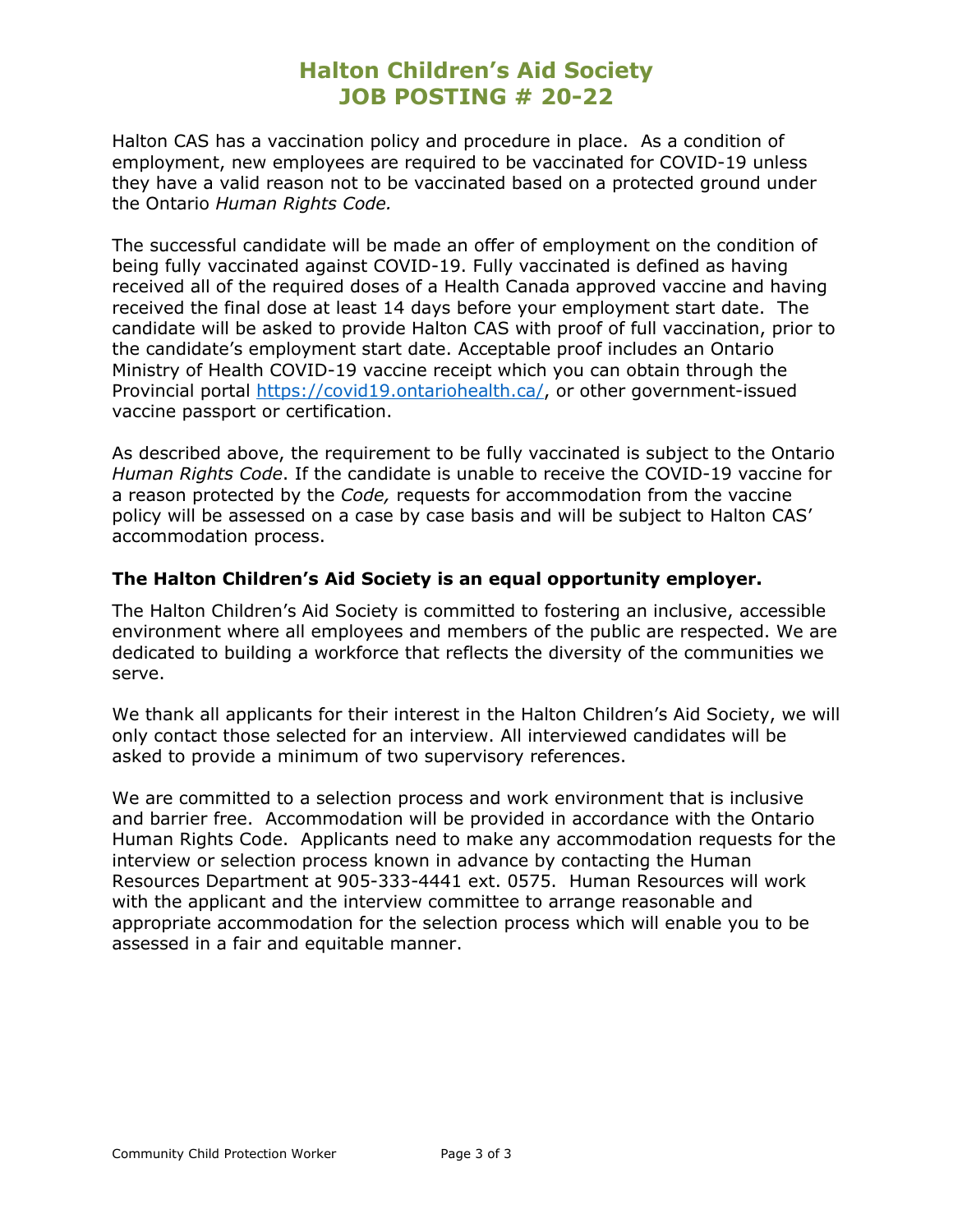# Halton Children's Aid Society
# JOB POSTING # 20-22

Halton CAS has a vaccination policy and procedure in place. As a condition of employment, new employees are required to be vaccinated for COVID-19 unless they have a valid reason not to be vaccinated based on a protected ground under the Ontario *Human Rights Code.*

The successful candidate will be made an offer of employment on the condition of being fully vaccinated against COVID-19. Fully vaccinated is defined as having received all of the required doses of a Health Canada approved vaccine and having received the final dose at least 14 days before your employment start date. The candidate will be asked to provide Halton CAS with proof of full vaccination, prior to the candidate's employment start date. Acceptable proof includes an Ontario Ministry of Health COVID-19 vaccine receipt which you can obtain through the Provincial portal [https://covid19.ontariohealth.ca/](https://covid19.ontariohealth.ca/), or other government-issued vaccine passport or certification.

As described above, the requirement to be fully vaccinated is subject to the Ontario *Human Rights Code*. If the candidate is unable to receive the COVID-19 vaccine for a reason protected by the *Code,* requests for accommodation from the vaccine policy will be assessed on a case by case basis and will be subject to Halton CAS' accommodation process.

**The Halton Children's Aid Society is an equal opportunity employer.**

The Halton Children's Aid Society is committed to fostering an inclusive, accessible environment where all employees and members of the public are respected. We are dedicated to building a workforce that reflects the diversity of the communities we serve.

We thank all applicants for their interest in the Halton Children's Aid Society, we will only contact those selected for an interview. All interviewed candidates will be asked to provide a minimum of two supervisory references.

We are committed to a selection process and work environment that is inclusive and barrier free. Accommodation will be provided in accordance with the Ontario Human Rights Code. Applicants need to make any accommodation requests for the interview or selection process known in advance by contacting the Human Resources Department at 905-333-4441 ext. 0575. Human Resources will work with the applicant and the interview committee to arrange reasonable and appropriate accommodation for the selection process which will enable you to be assessed in a fair and equitable manner.